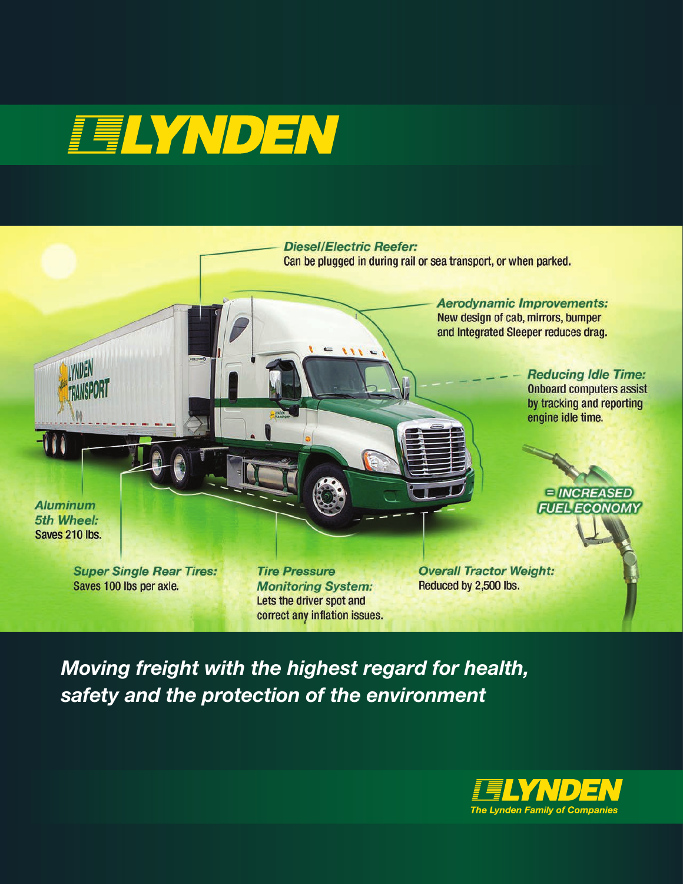# LYNDEN

***Diesel/Electric Reefer:***
Can be plugged in during rail or sea transport, or when parked.

***Aerodynamic Improvements:***
New design of cab, mirrors, bumper and Integrated Sleeper reduces drag.

***Reducing Idle Time:***
Onboard computers assist by tracking and reporting engine idle time.

***= INCREASED FUEL ECONOMY***

***Aluminum 5th Wheel:***
Saves 210 lbs.

***Super Single Rear Tires:***
Saves 100 lbs per axle.

***Tire Pressure Monitoring System:***
Lets the driver spot and correct any inflation issues.

***Overall Tractor Weight:***
Reduced by 2,500 lbs.

***Moving freight with the highest regard for health, safety and the protection of the environment***

**LYNDEN**
*The Lynden Family of Companies*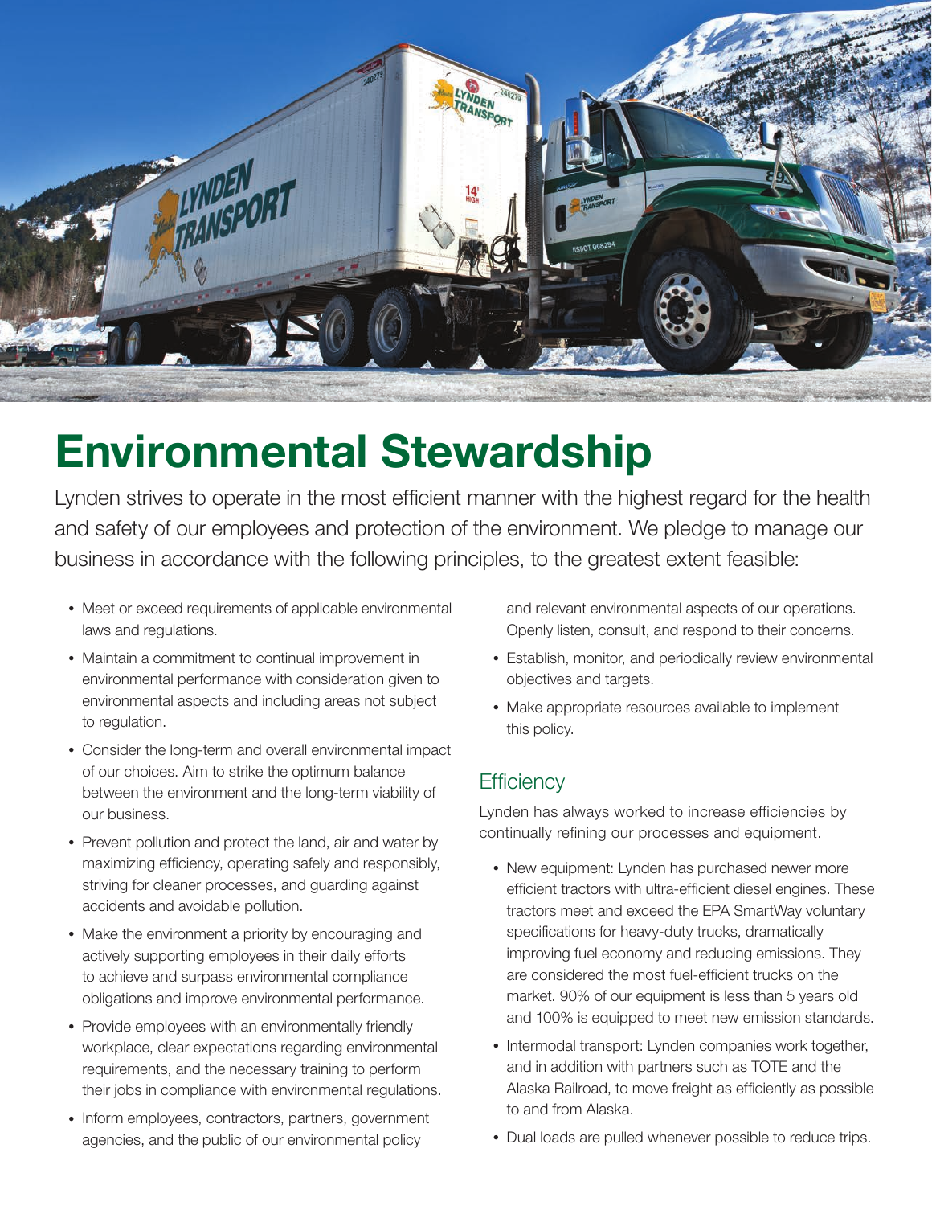# Environmental Stewardship

Lynden strives to operate in the most efficient manner with the highest regard for the health and safety of our employees and protection of the environment. We pledge to manage our business in accordance with the following principles, to the greatest extent feasible:

- Meet or exceed requirements of applicable environmental laws and regulations.
- Maintain a commitment to continual improvement in environmental performance with consideration given to environmental aspects and including areas not subject to regulation.
- Consider the long-term and overall environmental impact of our choices. Aim to strike the optimum balance between the environment and the long-term viability of our business.
- Prevent pollution and protect the land, air and water by maximizing efficiency, operating safely and responsibly, striving for cleaner processes, and guarding against accidents and avoidable pollution.
- Make the environment a priority by encouraging and actively supporting employees in their daily efforts to achieve and surpass environmental compliance obligations and improve environmental performance.
- Provide employees with an environmentally friendly workplace, clear expectations regarding environmental requirements, and the necessary training to perform their jobs in compliance with environmental regulations.
- Inform employees, contractors, partners, government agencies, and the public of our environmental policy and relevant environmental aspects of our operations. Openly listen, consult, and respond to their concerns.
- Establish, monitor, and periodically review environmental objectives and targets.
- Make appropriate resources available to implement this policy.

## Efficiency

Lynden has always worked to increase efficiencies by continually refining our processes and equipment.

- New equipment: Lynden has purchased newer more efficient tractors with ultra-efficient diesel engines. These tractors meet and exceed the EPA SmartWay voluntary specifications for heavy-duty trucks, dramatically improving fuel economy and reducing emissions. They are considered the most fuel-efficient trucks on the market. 90% of our equipment is less than 5 years old and 100% is equipped to meet new emission standards.
- Intermodal transport: Lynden companies work together, and in addition with partners such as TOTE and the Alaska Railroad, to move freight as efficiently as possible to and from Alaska.
- Dual loads are pulled whenever possible to reduce trips.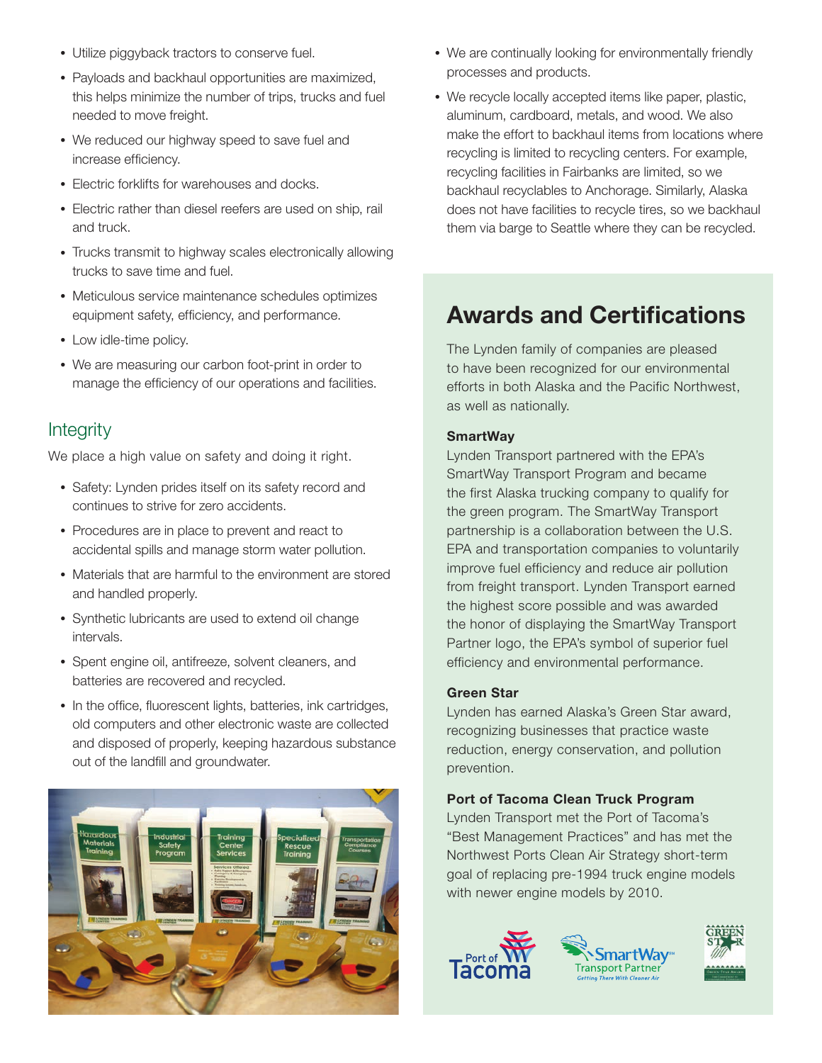- Utilize piggyback tractors to conserve fuel.
- Payloads and backhaul opportunities are maximized, this helps minimize the number of trips, trucks and fuel needed to move freight.
- We reduced our highway speed to save fuel and increase efficiency.
- Electric forklifts for warehouses and docks.
- Electric rather than diesel reefers are used on ship, rail and truck.
- Trucks transmit to highway scales electronically allowing trucks to save time and fuel.
- Meticulous service maintenance schedules optimizes equipment safety, efficiency, and performance.
- Low idle-time policy.
- We are measuring our carbon foot-print in order to manage the efficiency of our operations and facilities.

## Integrity

We place a high value on safety and doing it right.

- Safety: Lynden prides itself on its safety record and continues to strive for zero accidents.
- Procedures are in place to prevent and react to accidental spills and manage storm water pollution.
- Materials that are harmful to the environment are stored and handled properly.
- Synthetic lubricants are used to extend oil change intervals.
- Spent engine oil, antifreeze, solvent cleaners, and batteries are recovered and recycled.
- In the office, fluorescent lights, batteries, ink cartridges, old computers and other electronic waste are collected and disposed of properly, keeping hazardous substance out of the landfill and groundwater.
- We are continually looking for environmentally friendly processes and products.
- We recycle locally accepted items like paper, plastic, aluminum, cardboard, metals, and wood. We also make the effort to backhaul items from locations where recycling is limited to recycling centers. For example, recycling facilities in Fairbanks are limited, so we backhaul recyclables to Anchorage. Similarly, Alaska does not have facilities to recycle tires, so we backhaul them via barge to Seattle where they can be recycled.

## Awards and Certifications

The Lynden family of companies are pleased to have been recognized for our environmental efforts in both Alaska and the Pacific Northwest, as well as nationally.

**SmartWay**

Lynden Transport partnered with the EPA's SmartWay Transport Program and became the first Alaska trucking company to qualify for the green program. The SmartWay Transport partnership is a collaboration between the U.S. EPA and transportation companies to voluntarily improve fuel efficiency and reduce air pollution from freight transport. Lynden Transport earned the highest score possible and was awarded the honor of displaying the SmartWay Transport Partner logo, the EPA's symbol of superior fuel efficiency and environmental performance.

**Green Star**

Lynden has earned Alaska's Green Star award, recognizing businesses that practice waste reduction, energy conservation, and pollution prevention.

**Port of Tacoma Clean Truck Program**

Lynden Transport met the Port of Tacoma's "Best Management Practices" and has met the Northwest Ports Clean Air Strategy short-term goal of replacing pre-1994 truck engine models with newer engine models by 2010.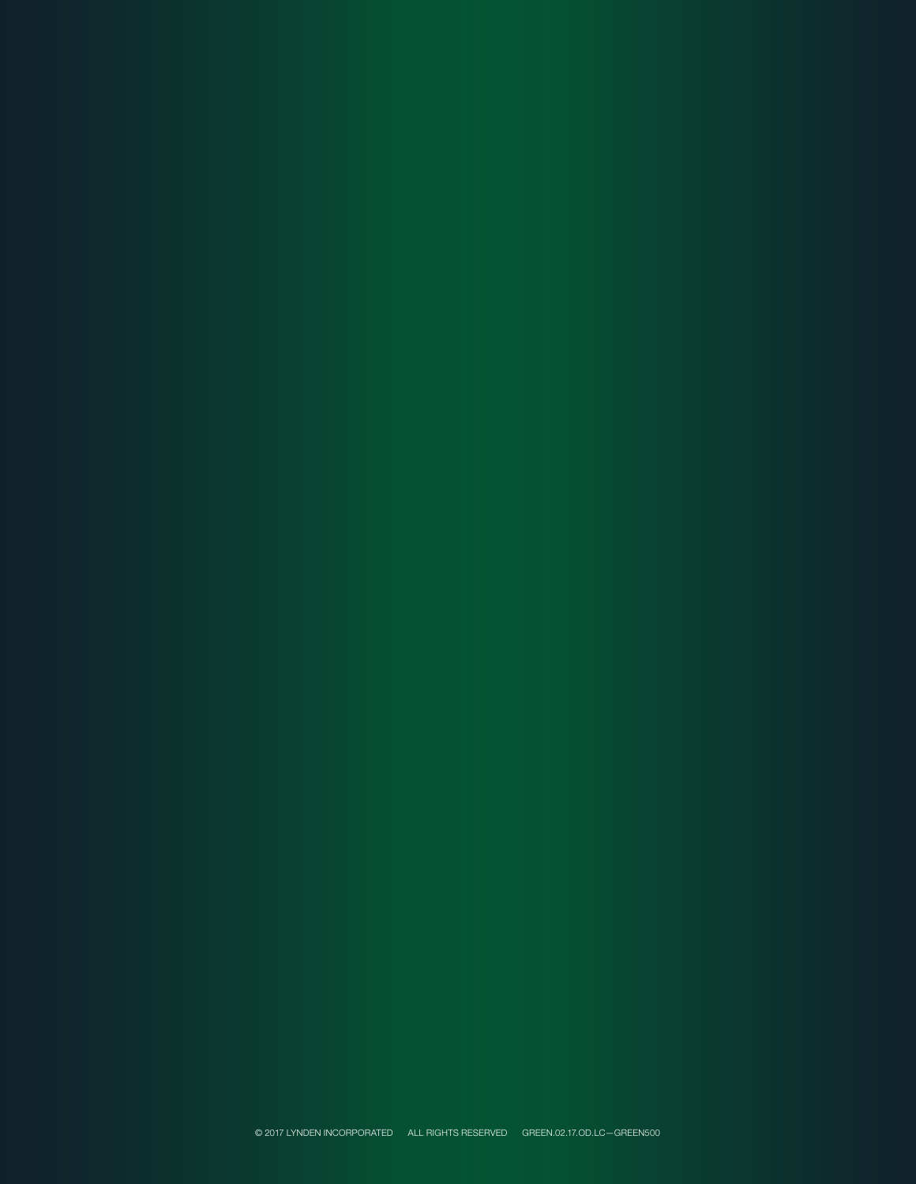© 2017 LYNDEN INCORPORATED ALL RIGHTS RESERVED GREEN.02.17.OD.LC—GREEN500